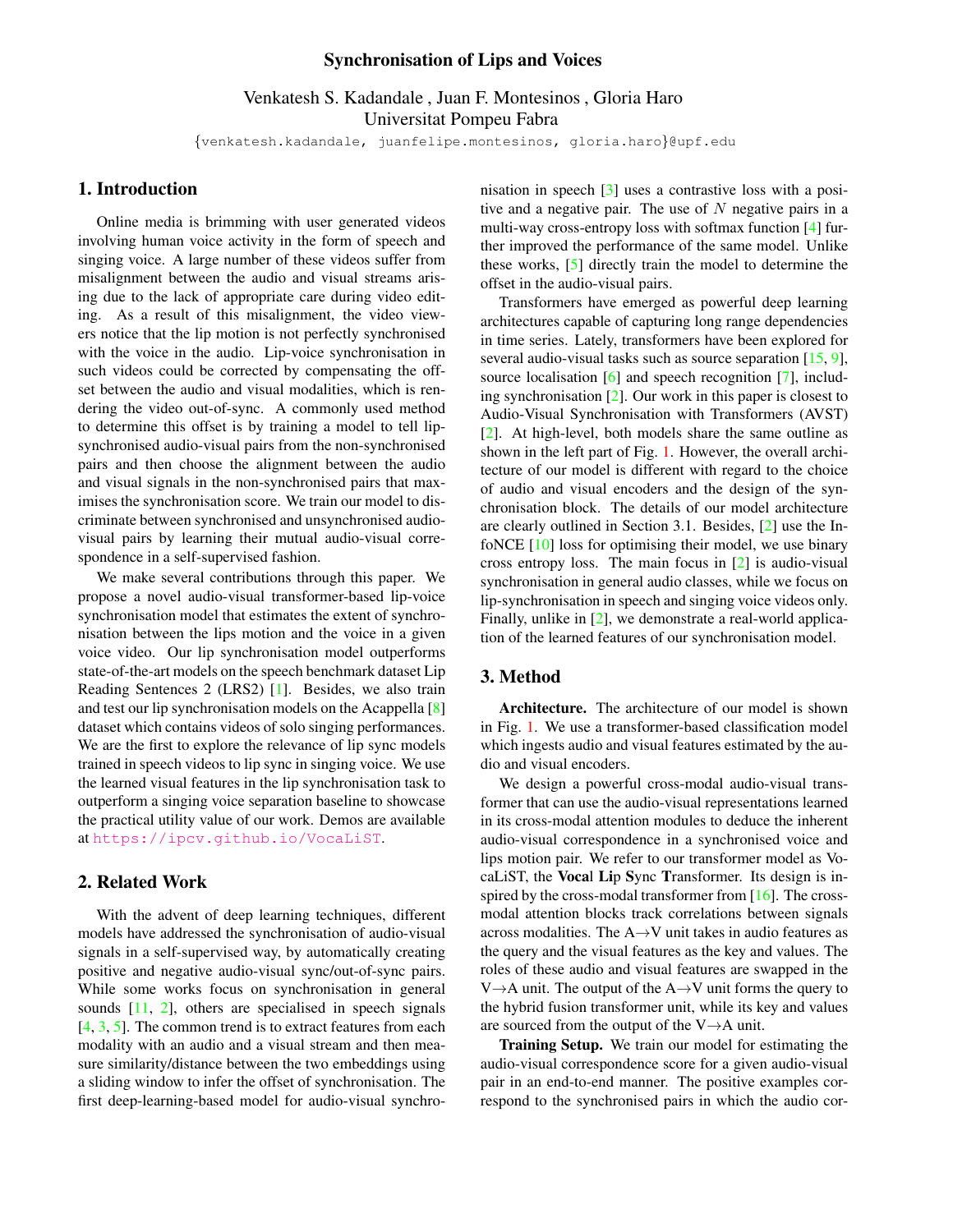# Synchronisation of Lips and Voices

Venkatesh S. Kadandale , Juan F. Montesinos , Gloria Haro
Universitat Pompeu Fabra

{venkatesh.kadandale, juanfelipe.montesinos, gloria.haro}@upf.edu

## 1. Introduction

Online media is brimming with user generated videos involving human voice activity in the form of speech and singing voice. A large number of these videos suffer from misalignment between the audio and visual streams arising due to the lack of appropriate care during video editing. As a result of this misalignment, the video viewers notice that the lip motion is not perfectly synchronised with the voice in the audio. Lip-voice synchronisation in such videos could be corrected by compensating the offset between the audio and visual modalities, which is rendering the video out-of-sync. A commonly used method to determine this offset is by training a model to tell lip-synchronised audio-visual pairs from the non-synchronised pairs and then choose the alignment between the audio and visual signals in the non-synchronised pairs that maximises the synchronisation score. We train our model to discriminate between synchronised and unsynchronised audio-visual pairs by learning their mutual audio-visual correspondence in a self-supervised fashion.

We make several contributions through this paper. We propose a novel audio-visual transformer-based lip-voice synchronisation model that estimates the extent of synchronisation between the lips motion and the voice in a given voice video. Our lip synchronisation model outperforms state-of-the-art models on the speech benchmark dataset Lip Reading Sentences 2 (LRS2) [1]. Besides, we also train and test our lip synchronisation models on the Acappella [8] dataset which contains videos of solo singing performances. We are the first to explore the relevance of lip sync models trained in speech videos to lip sync in singing voice. We use the learned visual features in the lip synchronisation task to outperform a singing voice separation baseline to showcase the practical utility value of our work. Demos are available at https://ipcv.github.io/VocaLiST.

## 2. Related Work

With the advent of deep learning techniques, different models have addressed the synchronisation of audio-visual signals in a self-supervised way, by automatically creating positive and negative audio-visual sync/out-of-sync pairs. While some works focus on synchronisation in general sounds [11, 2], others are specialised in speech signals [4, 3, 5]. The common trend is to extract features from each modality with an audio and a visual stream and then measure similarity/distance between the two embeddings using a sliding window to infer the offset of synchronisation. The first deep-learning-based model for audio-visual synchronisation in speech [3] uses a contrastive loss with a positive and a negative pair. The use of $N$ negative pairs in a multi-way cross-entropy loss with softmax function [4] further improved the performance of the same model. Unlike these works, [5] directly train the model to determine the offset in the audio-visual pairs.

Transformers have emerged as powerful deep learning architectures capable of capturing long range dependencies in time series. Lately, transformers have been explored for several audio-visual tasks such as source separation [15, 9], source localisation [6] and speech recognition [7], including synchronisation [2]. Our work in this paper is closest to Audio-Visual Synchronisation with Transformers (AVST) [2]. At high-level, both models share the same outline as shown in the left part of Fig. 1. However, the overall architecture of our model is different with regard to the choice of audio and visual encoders and the design of the synchronisation block. The details of our model architecture are clearly outlined in Section 3.1. Besides, [2] use the InfoNCE [10] loss for optimising their model, we use binary cross entropy loss. The main focus in [2] is audio-visual synchronisation in general audio classes, while we focus on lip-synchronisation in speech and singing voice videos only. Finally, unlike in [2], we demonstrate a real-world application of the learned features of our synchronisation model.

## 3. Method

**Architecture.** The architecture of our model is shown in Fig. 1. We use a transformer-based classification model which ingests audio and visual features estimated by the audio and visual encoders.

We design a powerful cross-modal audio-visual transformer that can use the audio-visual representations learned in its cross-modal attention modules to deduce the inherent audio-visual correspondence in a synchronised voice and lips motion pair. We refer to our transformer model as VocaLiST, the **Vocal** **Li**p **S**ync **T**ransformer. Its design is inspired by the cross-modal transformer from [16]. The cross-modal attention blocks track correlations between signals across modalities. The A→V unit takes in audio features as the query and the visual features as the key and values. The roles of these audio and visual features are swapped in the V→A unit. The output of the A→V unit forms the query to the hybrid fusion transformer unit, while its key and values are sourced from the output of the V→A unit.

**Training Setup.** We train our model for estimating the audio-visual correspondence score for a given audio-visual pair in an end-to-end manner. The positive examples correspond to the synchronised pairs in which the audio cor-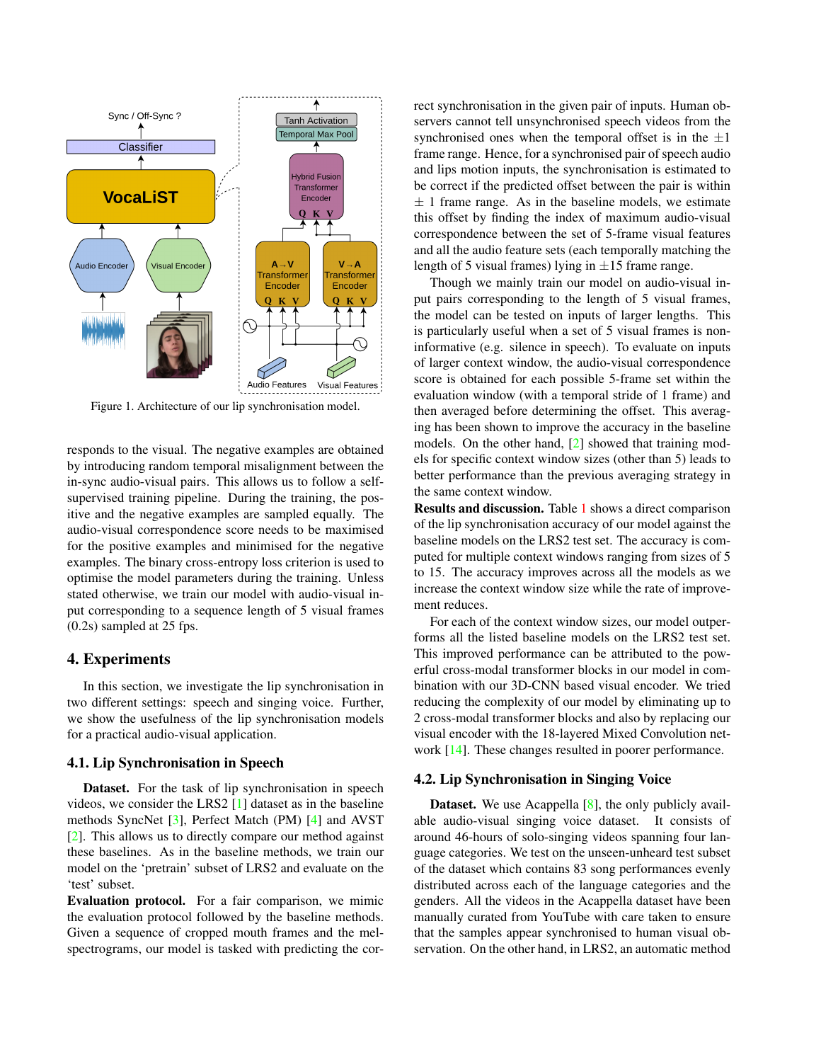Figure 1. Architecture of our lip synchronisation model.

responds to the visual. The negative examples are obtained by introducing random temporal misalignment between the in-sync audio-visual pairs. This allows us to follow a self-supervised training pipeline. During the training, the positive and the negative examples are sampled equally. The audio-visual correspondence score needs to be maximised for the positive examples and minimised for the negative examples. The binary cross-entropy loss criterion is used to optimise the model parameters during the training. Unless stated otherwise, we train our model with audio-visual input corresponding to a sequence length of 5 visual frames (0.2s) sampled at 25 fps.

## 4. Experiments

In this section, we investigate the lip synchronisation in two different settings: speech and singing voice. Further, we show the usefulness of the lip synchronisation models for a practical audio-visual application.

### 4.1. Lip Synchronisation in Speech

**Dataset.** For the task of lip synchronisation in speech videos, we consider the LRS2 [1] dataset as in the baseline methods SyncNet [3], Perfect Match (PM) [4] and AVST [2]. This allows us to directly compare our method against these baselines. As in the baseline methods, we train our model on the 'pretrain' subset of LRS2 and evaluate on the 'test' subset.

**Evaluation protocol.** For a fair comparison, we mimic the evaluation protocol followed by the baseline methods. Given a sequence of cropped mouth frames and the mel-spectrograms, our model is tasked with predicting the correct synchronisation in the given pair of inputs. Human observers cannot tell unsynchronised speech videos from the synchronised ones when the temporal offset is in the $\pm 1$ frame range. Hence, for a synchronised pair of speech audio and lips motion inputs, the synchronisation is estimated to be correct if the predicted offset between the pair is within $\pm$ 1 frame range. As in the baseline models, we estimate this offset by finding the index of maximum audio-visual correspondence between the set of 5-frame visual features and all the audio feature sets (each temporally matching the length of 5 visual frames) lying in $\pm 15$ frame range.

Though we mainly train our model on audio-visual input pairs corresponding to the length of 5 visual frames, the model can be tested on inputs of larger lengths. This is particularly useful when a set of 5 visual frames is non-informative (e.g. silence in speech). To evaluate on inputs of larger context window, the audio-visual correspondence score is obtained for each possible 5-frame set within the evaluation window (with a temporal stride of 1 frame) and then averaged before determining the offset. This averaging has been shown to improve the accuracy in the baseline models. On the other hand, [2] showed that training models for specific context window sizes (other than 5) leads to better performance than the previous averaging strategy in the same context window.

**Results and discussion.** Table 1 shows a direct comparison of the lip synchronisation accuracy of our model against the baseline models on the LRS2 test set. The accuracy is computed for multiple context windows ranging from sizes of 5 to 15. The accuracy improves across all the models as we increase the context window size while the rate of improvement reduces.

For each of the context window sizes, our model outperforms all the listed baseline models on the LRS2 test set. This improved performance can be attributed to the powerful cross-modal transformer blocks in our model in combination with our 3D-CNN based visual encoder. We tried reducing the complexity of our model by eliminating up to 2 cross-modal transformer blocks and also by replacing our visual encoder with the 18-layered Mixed Convolution network [14]. These changes resulted in poorer performance.

### 4.2. Lip Synchronisation in Singing Voice

**Dataset.** We use Acappella [8], the only publicly available audio-visual singing voice dataset. It consists of around 46-hours of solo-singing videos spanning four language categories. We test on the unseen-unheard test subset of the dataset which contains 83 song performances evenly distributed across each of the language categories and the genders. All the videos in the Acappella dataset have been manually curated from YouTube with care taken to ensure that the samples appear synchronised to human visual observation. On the other hand, in LRS2, an automatic method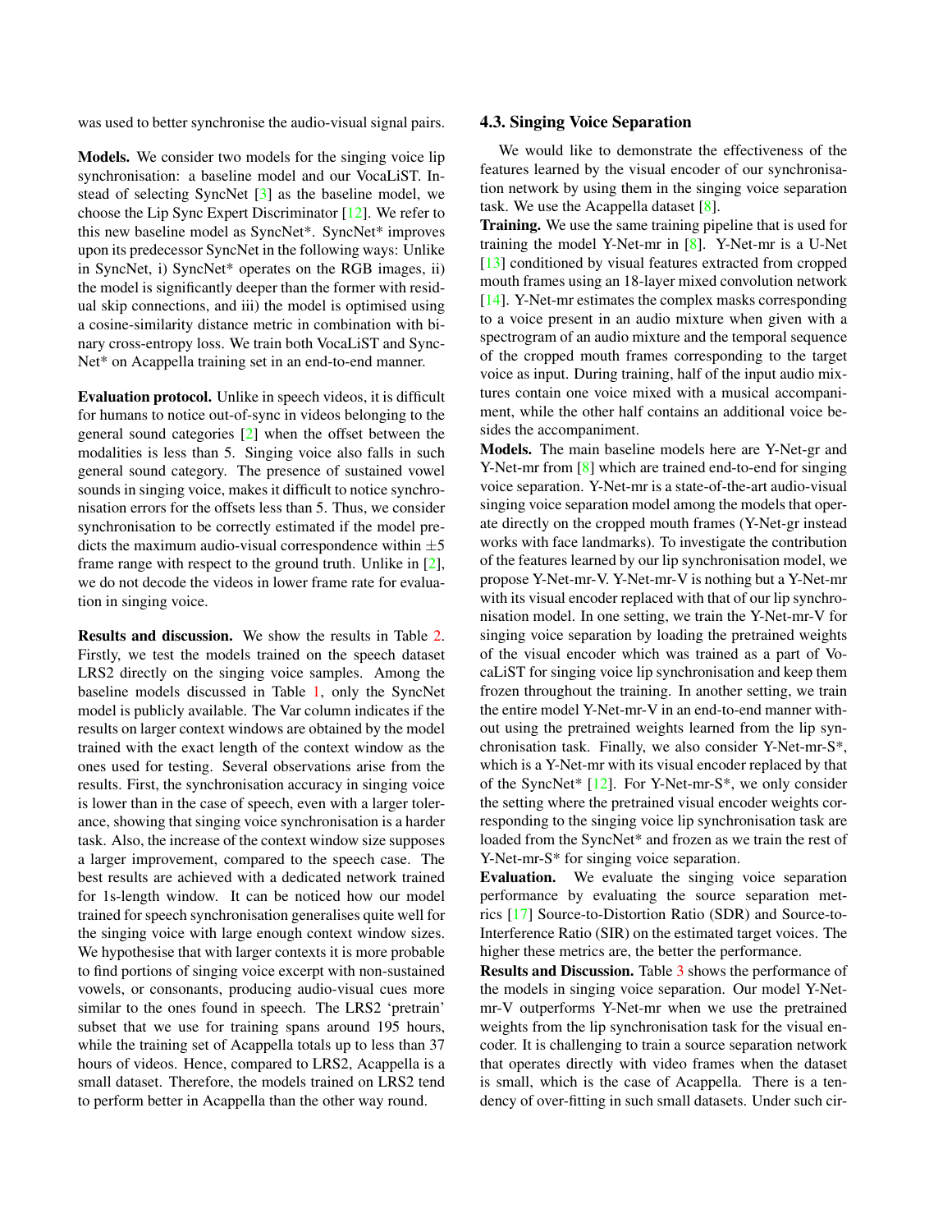was used to better synchronise the audio-visual signal pairs.

**Models.** We consider two models for the singing voice lip synchronisation: a baseline model and our VocaLiST. Instead of selecting SyncNet [3] as the baseline model, we choose the Lip Sync Expert Discriminator [12]. We refer to this new baseline model as SyncNet*. SyncNet* improves upon its predecessor SyncNet in the following ways: Unlike in SyncNet, i) SyncNet* operates on the RGB images, ii) the model is significantly deeper than the former with residual skip connections, and iii) the model is optimised using a cosine-similarity distance metric in combination with binary cross-entropy loss. We train both VocaLiST and SyncNet* on Acappella training set in an end-to-end manner.

**Evaluation protocol.** Unlike in speech videos, it is difficult for humans to notice out-of-sync in videos belonging to the general sound categories [2] when the offset between the modalities is less than 5. Singing voice also falls in such general sound category. The presence of sustained vowel sounds in singing voice, makes it difficult to notice synchronisation errors for the offsets less than 5. Thus, we consider synchronisation to be correctly estimated if the model predicts the maximum audio-visual correspondence within $\pm 5$ frame range with respect to the ground truth. Unlike in [2], we do not decode the videos in lower frame rate for evaluation in singing voice.

**Results and discussion.** We show the results in Table 2. Firstly, we test the models trained on the speech dataset LRS2 directly on the singing voice samples. Among the baseline models discussed in Table 1, only the SyncNet model is publicly available. The Var column indicates if the results on larger context windows are obtained by the model trained with the exact length of the context window as the ones used for testing. Several observations arise from the results. First, the synchronisation accuracy in singing voice is lower than in the case of speech, even with a larger tolerance, showing that singing voice synchronisation is a harder task. Also, the increase of the context window size supposes a larger improvement, compared to the speech case. The best results are achieved with a dedicated network trained for 1s-length window. It can be noticed how our model trained for speech synchronisation generalises quite well for the singing voice with large enough context window sizes. We hypothesise that with larger contexts it is more probable to find portions of singing voice excerpt with non-sustained vowels, or consonants, producing audio-visual cues more similar to the ones found in speech. The LRS2 'pretrain' subset that we use for training spans around 195 hours, while the training set of Acappella totals up to less than 37 hours of videos. Hence, compared to LRS2, Acappella is a small dataset. Therefore, the models trained on LRS2 tend to perform better in Acappella than the other way round.

### 4.3. Singing Voice Separation

We would like to demonstrate the effectiveness of the features learned by the visual encoder of our synchronisation network by using them in the singing voice separation task. We use the Acappella dataset [8].

**Training.** We use the same training pipeline that is used for training the model Y-Net-mr in [8]. Y-Net-mr is a U-Net [13] conditioned by visual features extracted from cropped mouth frames using an 18-layer mixed convolution network [14]. Y-Net-mr estimates the complex masks corresponding to a voice present in an audio mixture when given with a spectrogram of an audio mixture and the temporal sequence of the cropped mouth frames corresponding to the target voice as input. During training, half of the input audio mixtures contain one voice mixed with a musical accompaniment, while the other half contains an additional voice besides the accompaniment.

**Models.** The main baseline models here are Y-Net-gr and Y-Net-mr from [8] which are trained end-to-end for singing voice separation. Y-Net-mr is a state-of-the-art audio-visual singing voice separation model among the models that operate directly on the cropped mouth frames (Y-Net-gr instead works with face landmarks). To investigate the contribution of the features learned by our lip synchronisation model, we propose Y-Net-mr-V. Y-Net-mr-V is nothing but a Y-Net-mr with its visual encoder replaced with that of our lip synchronisation model. In one setting, we train the Y-Net-mr-V for singing voice separation by loading the pretrained weights of the visual encoder which was trained as a part of VocaLiST for singing voice lip synchronisation and keep them frozen throughout the training. In another setting, we train the entire model Y-Net-mr-V in an end-to-end manner without using the pretrained weights learned from the lip synchronisation task. Finally, we also consider Y-Net-mr-S*, which is a Y-Net-mr with its visual encoder replaced by that of the SyncNet* [12]. For Y-Net-mr-S*, we only consider the setting where the pretrained visual encoder weights corresponding to the singing voice lip synchronisation task are loaded from the SyncNet* and frozen as we train the rest of Y-Net-mr-S* for singing voice separation.

**Evaluation.** We evaluate the singing voice separation performance by evaluating the source separation metrics [17] Source-to-Distortion Ratio (SDR) and Source-to-Interference Ratio (SIR) on the estimated target voices. The higher these metrics are, the better the performance.

**Results and Discussion.** Table 3 shows the performance of the models in singing voice separation. Our model Y-Net-mr-V outperforms Y-Net-mr when we use the pretrained weights from the lip synchronisation task for the visual encoder. It is challenging to train a source separation network that operates directly with video frames when the dataset is small, which is the case of Acappella. There is a tendency of over-fitting in such small datasets. Under such cir-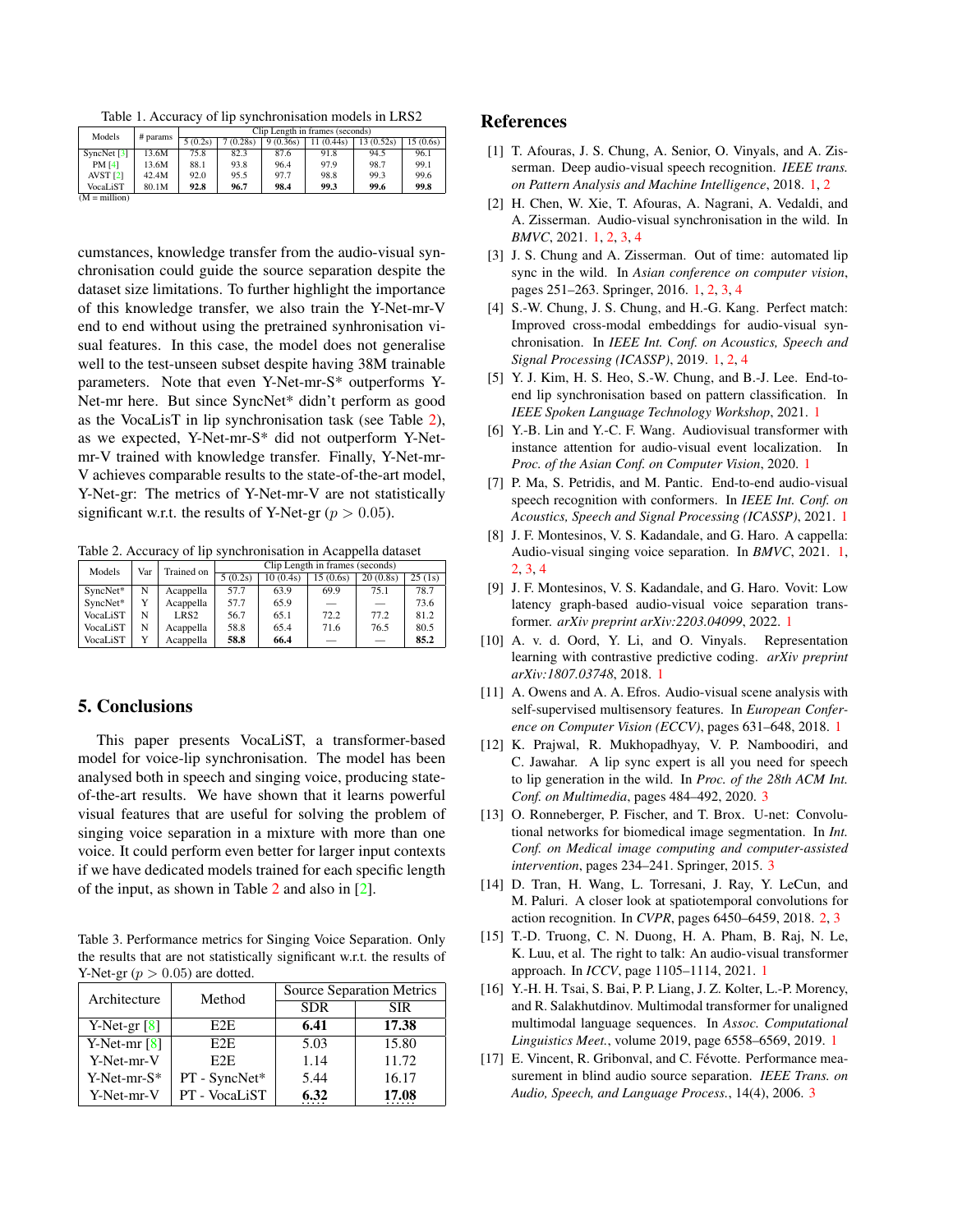Table 1. Accuracy of lip synchronisation models in LRS2

| Models | # params | Clip Length in frames (seconds) | | | | | |
|---|---|---|---|---|---|---|---|
| | | 5 (0.2s) | 7 (0.28s) | 9 (0.36s) | 11 (0.44s) | 13 (0.52s) | 15 (0.6s) |
| SyncNet [3] | 13.6M | 75.8 | 82.3 | 87.6 | 91.8 | 94.5 | 96.1 |
| PM [4] | 13.6M | 88.1 | 93.8 | 96.4 | 97.9 | 98.7 | 99.1 |
| AVST [2] | 42.4M | 92.0 | 95.5 | 97.7 | 98.8 | 99.3 | 99.6 |
| VocaLiST | 80.1M | **92.8** | **96.7** | **98.4** | **99.3** | **99.6** | **99.8** |

(M = million)

cumstances, knowledge transfer from the audio-visual synchronisation could guide the source separation despite the dataset size limitations. To further highlight the importance of this knowledge transfer, we also train the Y-Net-mr-V end to end without using the pretrained synhronisation visual features. In this case, the model does not generalise well to the test-unseen subset despite having 38M trainable parameters. Note that even Y-Net-mr-S* outperforms Y-Net-mr here. But since SyncNet* didn't perform as good as the VocaLisT in lip synchronisation task (see Table 2), as we expected, Y-Net-mr-S* did not outperform Y-Net-mr-V trained with knowledge transfer. Finally, Y-Net-mr-V achieves comparable results to the state-of-the-art model, Y-Net-gr: The metrics of Y-Net-mr-V are not statistically significant w.r.t. the results of Y-Net-gr ($p > 0.05$).

Table 2. Accuracy of lip synchronisation in Acappella dataset

| Models | Var | Trained on | Clip Length in frames (seconds) | | | | |
|---|---|---|---|---|---|---|---|
| | | | 5 (0.2s) | 10 (0.4s) | 15 (0.6s) | 20 (0.8s) | 25 (1s) |
| SyncNet* | N | Acappella | 57.7 | 63.9 | 69.9 | 75.1 | 78.7 |
| SyncNet* | Y | Acappella | 57.7 | 65.9 | — | — | 73.6 |
| VocaLiST | N | LRS2 | 56.7 | 65.1 | 72.2 | 77.2 | 81.2 |
| VocaLiST | N | Acappella | 58.8 | 65.4 | 71.6 | 76.5 | 80.5 |
| VocaLiST | Y | Acappella | **58.8** | **66.4** | — | — | **85.2** |

## 5. Conclusions

This paper presents VocaLiST, a transformer-based model for voice-lip synchronisation. The model has been analysed both in speech and singing voice, producing state-of-the-art results. We have shown that it learns powerful visual features that are useful for solving the problem of singing voice separation in a mixture with more than one voice. It could perform even better for larger input contexts if we have dedicated models trained for each specific length of the input, as shown in Table 2 and also in [2].

Table 3. Performance metrics for Singing Voice Separation. Only the results that are not statistically significant w.r.t. the results of Y-Net-gr ($p > 0.05$) are dotted.

| Architecture | Method | Source Separation Metrics | |
|---|---|---|---|
| | | SDR | SIR |
| Y-Net-gr [8] | E2E | **6.41** | **17.38** |
| Y-Net-mr [8] | E2E | 5.03 | 15.80 |
| Y-Net-mr-V | E2E | 1.14 | 11.72 |
| Y-Net-mr-S* | PT - SyncNet* | 5.44 | 16.17 |
| Y-Net-mr-V | PT - VocaLiST | **6.32** | **17.08** |

## References

[1] T. Afouras, J. S. Chung, A. Senior, O. Vinyals, and A. Zisserman. Deep audio-visual speech recognition. *IEEE trans. on Pattern Analysis and Machine Intelligence*, 2018. 1, 2

[2] H. Chen, W. Xie, T. Afouras, A. Nagrani, A. Vedaldi, and A. Zisserman. Audio-visual synchronisation in the wild. In *BMVC*, 2021. 1, 2, 3, 4

[3] J. S. Chung and A. Zisserman. Out of time: automated lip sync in the wild. In *Asian conference on computer vision*, pages 251–263. Springer, 2016. 1, 2, 3, 4

[4] S.-W. Chung, J. S. Chung, and H.-G. Kang. Perfect match: Improved cross-modal embeddings for audio-visual synchronisation. In *IEEE Int. Conf. on Acoustics, Speech and Signal Processing (ICASSP)*, 2019. 1, 2, 4

[5] Y. J. Kim, H. S. Heo, S.-W. Chung, and B.-J. Lee. End-to-end lip synchronisation based on pattern classification. In *IEEE Spoken Language Technology Workshop*, 2021. 1

[6] Y.-B. Lin and Y.-C. F. Wang. Audiovisual transformer with instance attention for audio-visual event localization. In *Proc. of the Asian Conf. on Computer Vision*, 2020. 1

[7] P. Ma, S. Petridis, and M. Pantic. End-to-end audio-visual speech recognition with conformers. In *IEEE Int. Conf. on Acoustics, Speech and Signal Processing (ICASSP)*, 2021. 1

[8] J. F. Montesinos, V. S. Kadandale, and G. Haro. A cappella: Audio-visual singing voice separation. In *BMVC*, 2021. 1, 2, 3, 4

[9] J. F. Montesinos, V. S. Kadandale, and G. Haro. Vovit: Low latency graph-based audio-visual voice separation transformer. *arXiv preprint arXiv:2203.04099*, 2022. 1

[10] A. v. d. Oord, Y. Li, and O. Vinyals. Representation learning with contrastive predictive coding. *arXiv preprint arXiv:1807.03748*, 2018. 1

[11] A. Owens and A. A. Efros. Audio-visual scene analysis with self-supervised multisensory features. In *European Conference on Computer Vision (ECCV)*, pages 631–648, 2018. 1

[12] K. Prajwal, R. Mukhopadhyay, V. P. Namboodiri, and C. Jawahar. A lip sync expert is all you need for speech to lip generation in the wild. In *Proc. of the 28th ACM Int. Conf. on Multimedia*, pages 484–492, 2020. 3

[13] O. Ronneberger, P. Fischer, and T. Brox. U-net: Convolutional networks for biomedical image segmentation. In *Int. Conf. on Medical image computing and computer-assisted intervention*, pages 234–241. Springer, 2015. 3

[14] D. Tran, H. Wang, L. Torresani, J. Ray, Y. LeCun, and M. Paluri. A closer look at spatiotemporal convolutions for action recognition. In *CVPR*, pages 6450–6459, 2018. 2, 3

[15] T.-D. Truong, C. N. Duong, H. A. Pham, B. Raj, N. Le, K. Luu, et al. The right to talk: An audio-visual transformer approach. In *ICCV*, page 1105–1114, 2021. 1

[16] Y.-H. H. Tsai, S. Bai, P. P. Liang, J. Z. Kolter, L.-P. Morency, and R. Salakhutdinov. Multimodal transformer for unaligned multimodal language sequences. In *Assoc. Computational Linguistics Meet.*, volume 2019, page 6558–6569, 2019. 1

[17] E. Vincent, R. Gribonval, and C. Févotte. Performance measurement in blind audio source separation. *IEEE Trans. on Audio, Speech, and Language Process.*, 14(4), 2006. 3